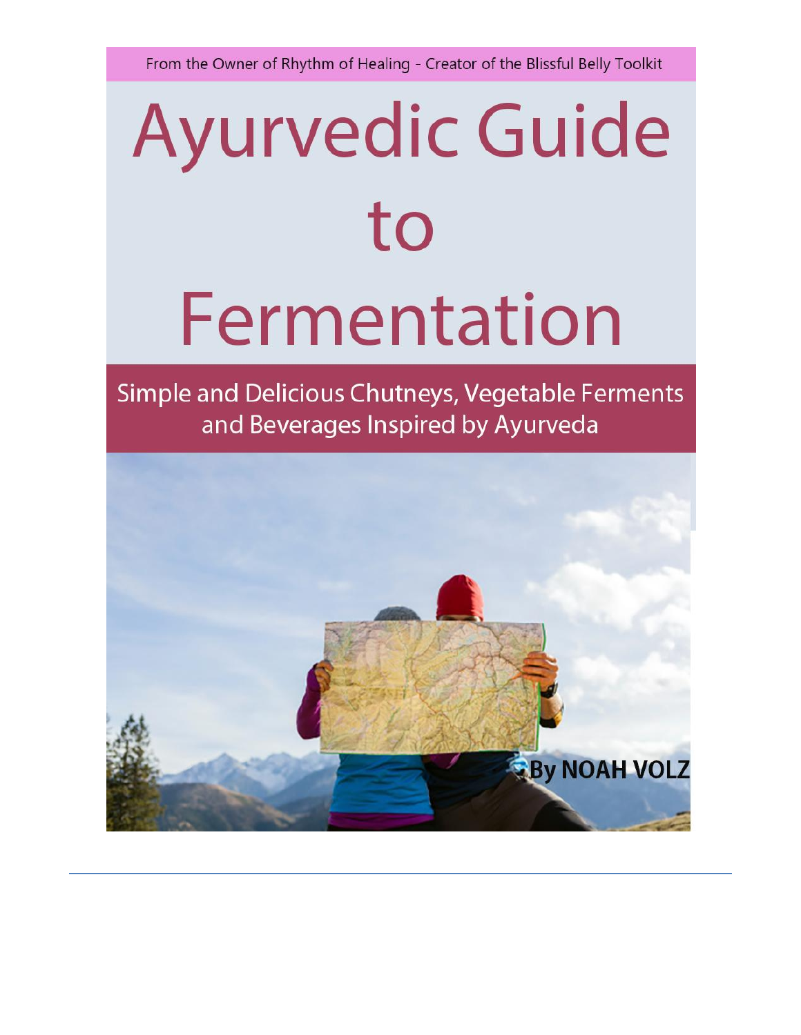From the Owner of Rhythm of Healing - Creator of the Blissful Belly Toolkit

# Ayurvedic Guide to Fermentation

## Simple and Delicious Chutneys, Vegetable Ferments and Beverages Inspired by Ayurveda

By NOAH VOLZ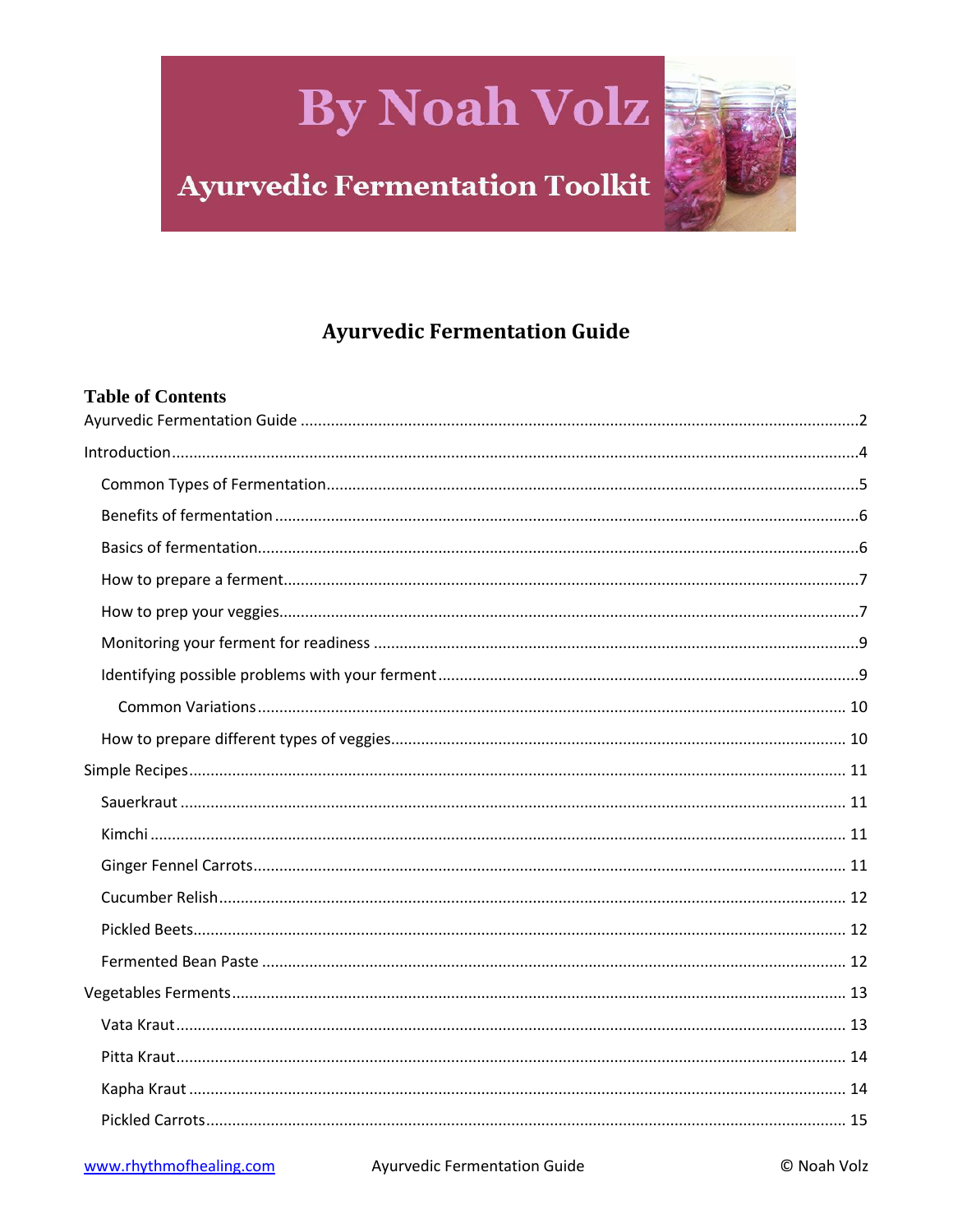# By Noah Volz

## Ayurvedic Fermentation Toolkit

# Ayurvedic Fermentation Guide

## Table of Contents

Ayurvedic Fermentation Guide ........................................ 2

Introduction ........................................ 4

- Common Types of Fermentation ........................................ 5
- Benefits of fermentation ........................................ 6
- Basics of fermentation ........................................ 6
- How to prepare a ferment ........................................ 7
- How to prep your veggies ........................................ 7
- Monitoring your ferment for readiness ........................................ 9
- Identifying possible problems with your ferment ........................................ 9
  - Common Variations ........................................ 10
- How to prepare different types of veggies ........................................ 10

Simple Recipes ........................................ 11

- Sauerkraut ........................................ 11
- Kimchi ........................................ 11
- Ginger Fennel Carrots ........................................ 11
- Cucumber Relish ........................................ 12
- Pickled Beets ........................................ 12
- Fermented Bean Paste ........................................ 12

Vegetables Ferments ........................................ 13

- Vata Kraut ........................................ 13
- Pitta Kraut ........................................ 14
- Kapha Kraut ........................................ 14
- Pickled Carrots ........................................ 15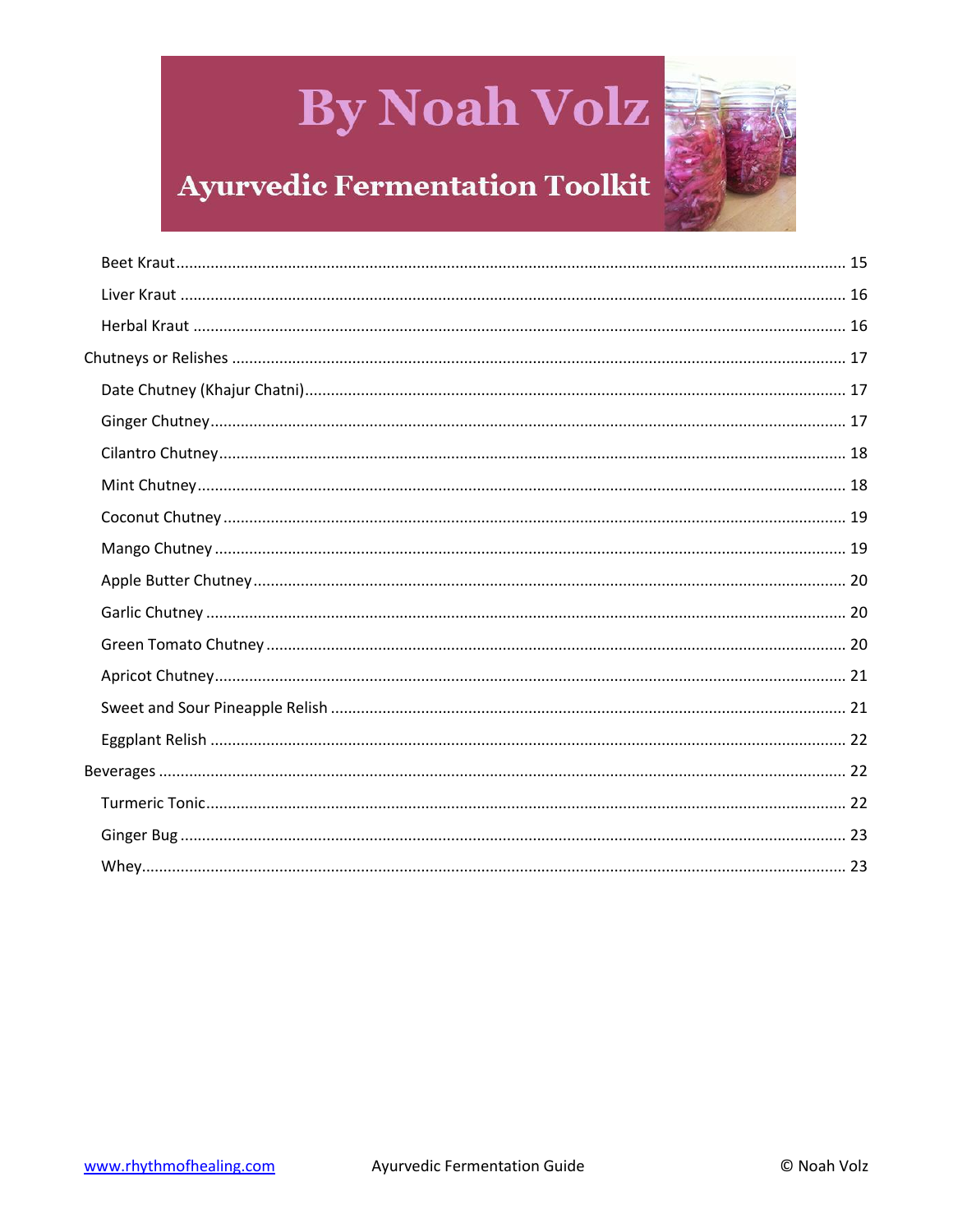- Beet Kraut ........ 15
- Liver Kraut ........ 16
- Herbal Kraut ........ 16

Chutneys or Relishes ........ 17

- Date Chutney (Khajur Chatni) ........ 17
- Ginger Chutney ........ 17
- Cilantro Chutney ........ 18
- Mint Chutney ........ 18
- Coconut Chutney ........ 19
- Mango Chutney ........ 19
- Apple Butter Chutney ........ 20
- Garlic Chutney ........ 20
- Green Tomato Chutney ........ 20
- Apricot Chutney ........ 21
- Sweet and Sour Pineapple Relish ........ 21
- Eggplant Relish ........ 22

Beverages ........ 22

- Turmeric Tonic ........ 22
- Ginger Bug ........ 23
- Whey ........ 23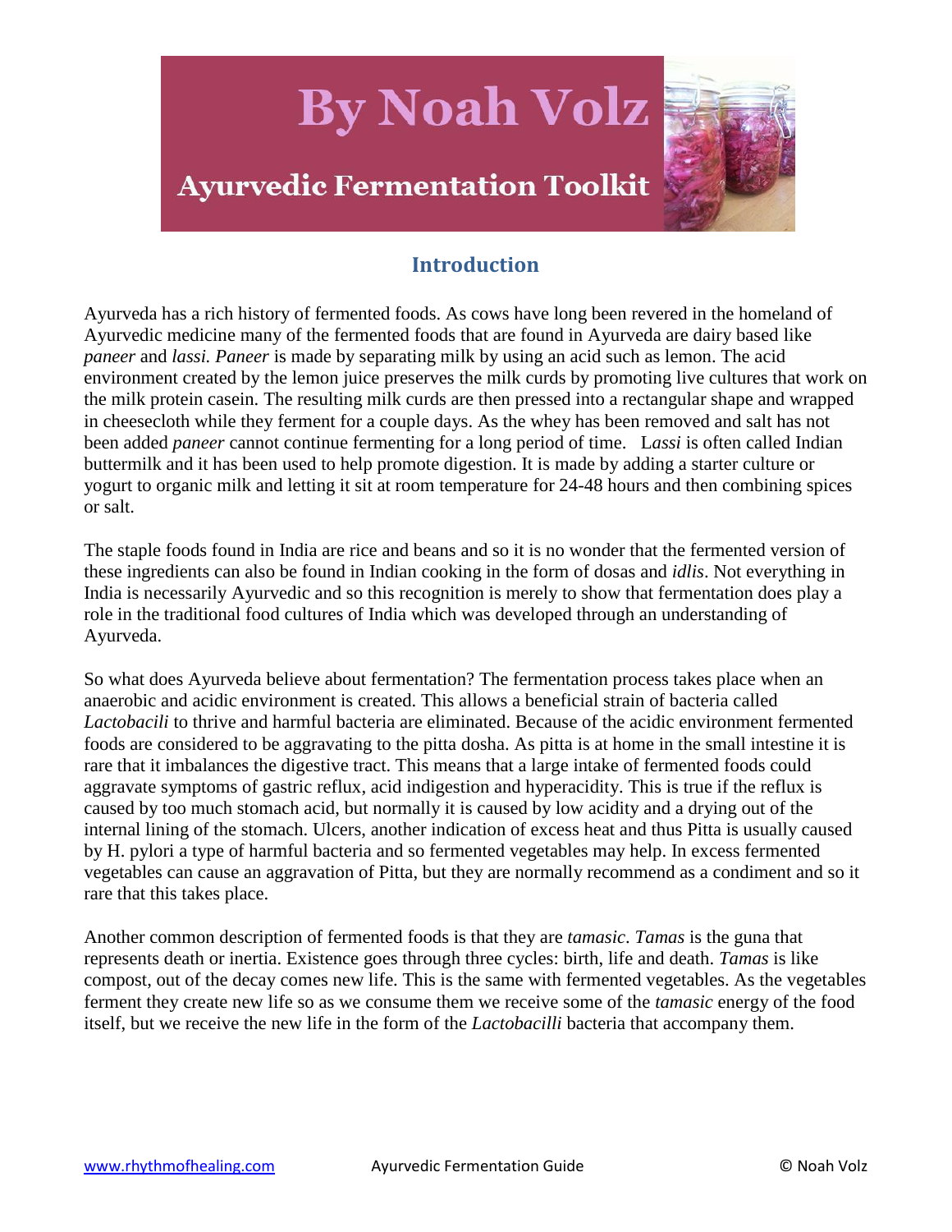# By Noah Volz

## Ayurvedic Fermentation Toolkit

### Introduction

Ayurveda has a rich history of fermented foods. As cows have long been revered in the homeland of Ayurvedic medicine many of the fermented foods that are found in Ayurveda are dairy based like *paneer* and *lassi. Paneer* is made by separating milk by using an acid such as lemon. The acid environment created by the lemon juice preserves the milk curds by promoting live cultures that work on the milk protein casein. The resulting milk curds are then pressed into a rectangular shape and wrapped in cheesecloth while they ferment for a couple days. As the whey has been removed and salt has not been added *paneer* cannot continue fermenting for a long period of time. L*assi* is often called Indian buttermilk and it has been used to help promote digestion. It is made by adding a starter culture or yogurt to organic milk and letting it sit at room temperature for 24-48 hours and then combining spices or salt.

The staple foods found in India are rice and beans and so it is no wonder that the fermented version of these ingredients can also be found in Indian cooking in the form of dosas and *idlis*. Not everything in India is necessarily Ayurvedic and so this recognition is merely to show that fermentation does play a role in the traditional food cultures of India which was developed through an understanding of Ayurveda.

So what does Ayurveda believe about fermentation? The fermentation process takes place when an anaerobic and acidic environment is created. This allows a beneficial strain of bacteria called *Lactobacili* to thrive and harmful bacteria are eliminated. Because of the acidic environment fermented foods are considered to be aggravating to the pitta dosha. As pitta is at home in the small intestine it is rare that it imbalances the digestive tract. This means that a large intake of fermented foods could aggravate symptoms of gastric reflux, acid indigestion and hyperacidity. This is true if the reflux is caused by too much stomach acid, but normally it is caused by low acidity and a drying out of the internal lining of the stomach. Ulcers, another indication of excess heat and thus Pitta is usually caused by H. pylori a type of harmful bacteria and so fermented vegetables may help. In excess fermented vegetables can cause an aggravation of Pitta, but they are normally recommend as a condiment and so it rare that this takes place.

Another common description of fermented foods is that they are *tamasic*. *Tamas* is the guna that represents death or inertia. Existence goes through three cycles: birth, life and death. *Tamas* is like compost, out of the decay comes new life. This is the same with fermented vegetables. As the vegetables ferment they create new life so as we consume them we receive some of the *tamasic* energy of the food itself, but we receive the new life in the form of the *Lactobacilli* bacteria that accompany them.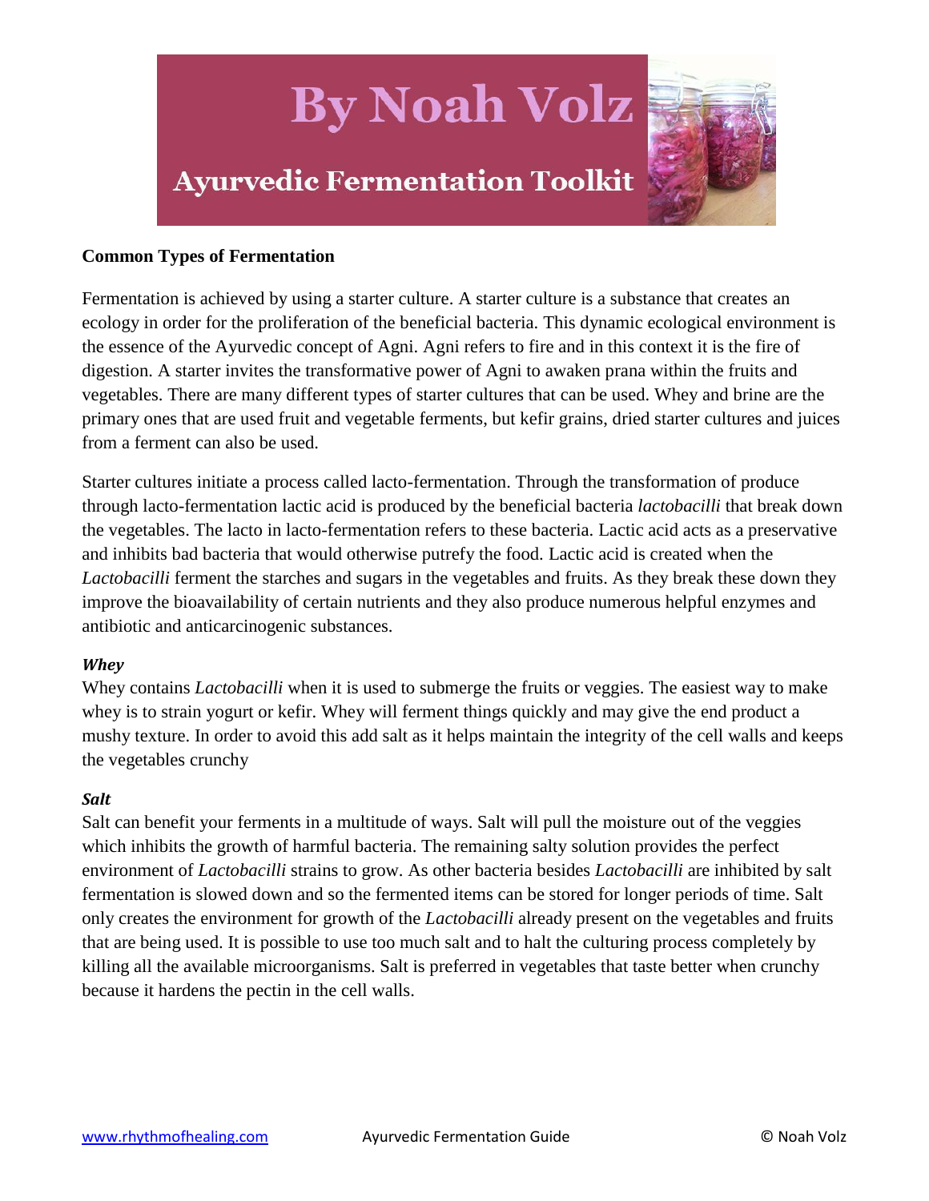**Common Types of Fermentation**

Fermentation is achieved by using a starter culture. A starter culture is a substance that creates an ecology in order for the proliferation of the beneficial bacteria. This dynamic ecological environment is the essence of the Ayurvedic concept of Agni. Agni refers to fire and in this context it is the fire of digestion. A starter invites the transformative power of Agni to awaken prana within the fruits and vegetables. There are many different types of starter cultures that can be used. Whey and brine are the primary ones that are used fruit and vegetable ferments, but kefir grains, dried starter cultures and juices from a ferment can also be used.

Starter cultures initiate a process called lacto-fermentation. Through the transformation of produce through lacto-fermentation lactic acid is produced by the beneficial bacteria *lactobacilli* that break down the vegetables. The lacto in lacto-fermentation refers to these bacteria. Lactic acid acts as a preservative and inhibits bad bacteria that would otherwise putrefy the food. Lactic acid is created when the *Lactobacilli* ferment the starches and sugars in the vegetables and fruits. As they break these down they improve the bioavailability of certain nutrients and they also produce numerous helpful enzymes and antibiotic and anticarcinogenic substances.

***Whey***

Whey contains *Lactobacilli* when it is used to submerge the fruits or veggies. The easiest way to make whey is to strain yogurt or kefir. Whey will ferment things quickly and may give the end product a mushy texture. In order to avoid this add salt as it helps maintain the integrity of the cell walls and keeps the vegetables crunchy

***Salt***

Salt can benefit your ferments in a multitude of ways. Salt will pull the moisture out of the veggies which inhibits the growth of harmful bacteria. The remaining salty solution provides the perfect environment of *Lactobacilli* strains to grow. As other bacteria besides *Lactobacilli* are inhibited by salt fermentation is slowed down and so the fermented items can be stored for longer periods of time. Salt only creates the environment for growth of the *Lactobacilli* already present on the vegetables and fruits that are being used. It is possible to use too much salt and to halt the culturing process completely by killing all the available microorganisms. Salt is preferred in vegetables that taste better when crunchy because it hardens the pectin in the cell walls.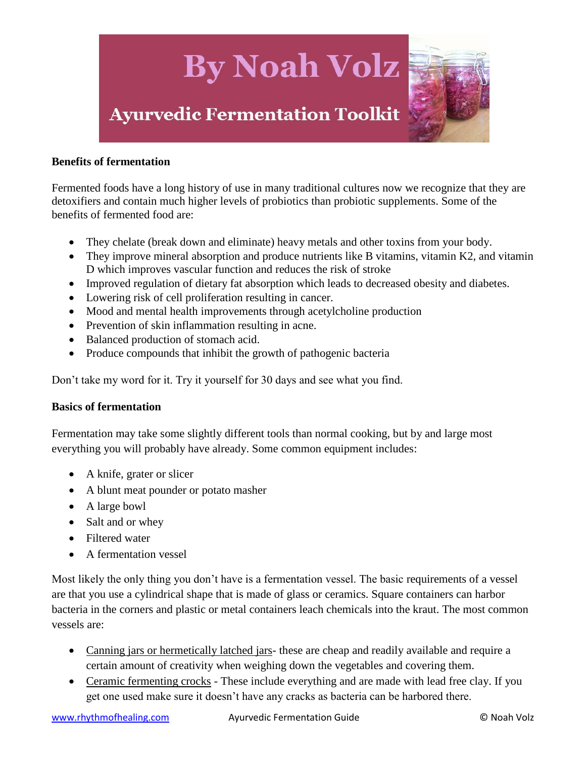# By Noah Volz

## Ayurvedic Fermentation Toolkit

**Benefits of fermentation**

Fermented foods have a long history of use in many traditional cultures now we recognize that they are detoxifiers and contain much higher levels of probiotics than probiotic supplements. Some of the benefits of fermented food are:

- They chelate (break down and eliminate) heavy metals and other toxins from your body.
- They improve mineral absorption and produce nutrients like B vitamins, vitamin K2, and vitamin D which improves vascular function and reduces the risk of stroke
- Improved regulation of dietary fat absorption which leads to decreased obesity and diabetes.
- Lowering risk of cell proliferation resulting in cancer.
- Mood and mental health improvements through acetylcholine production
- Prevention of skin inflammation resulting in acne.
- Balanced production of stomach acid.
- Produce compounds that inhibit the growth of pathogenic bacteria

Don't take my word for it. Try it yourself for 30 days and see what you find.

**Basics of fermentation**

Fermentation may take some slightly different tools than normal cooking, but by and large most everything you will probably have already. Some common equipment includes:

- A knife, grater or slicer
- A blunt meat pounder or potato masher
- A large bowl
- Salt and or whey
- Filtered water
- A fermentation vessel

Most likely the only thing you don't have is a fermentation vessel. The basic requirements of a vessel are that you use a cylindrical shape that is made of glass or ceramics. Square containers can harbor bacteria in the corners and plastic or metal containers leach chemicals into the kraut. The most common vessels are:

- Canning jars or hermetically latched jars- these are cheap and readily available and require a certain amount of creativity when weighing down the vegetables and covering them.
- Ceramic fermenting crocks - These include everything and are made with lead free clay. If you get one used make sure it doesn't have any cracks as bacteria can be harbored there.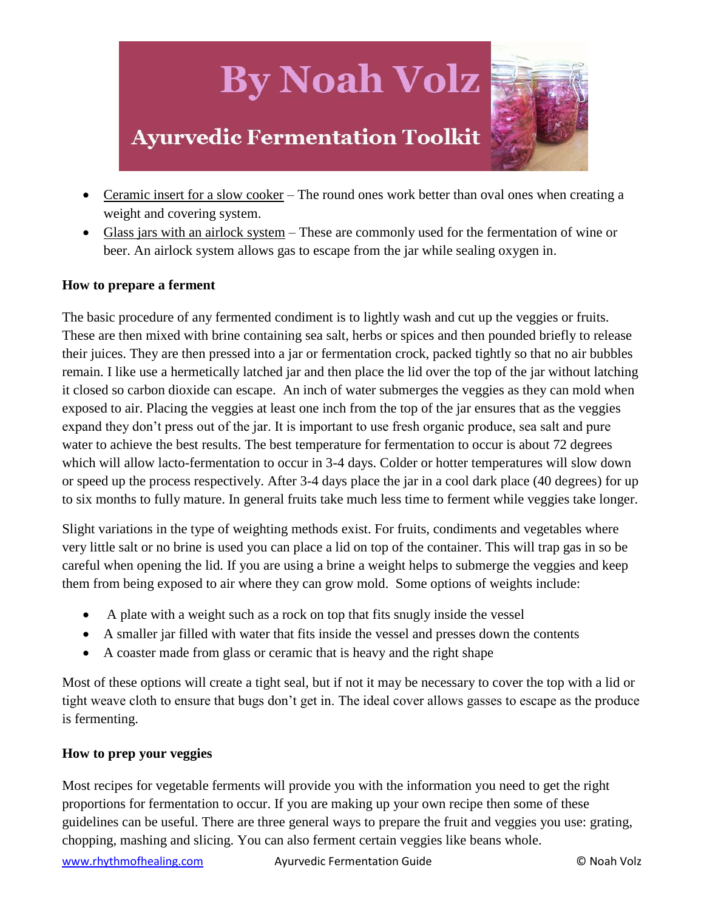- Ceramic insert for a slow cooker – The round ones work better than oval ones when creating a weight and covering system.
- Glass jars with an airlock system – These are commonly used for the fermentation of wine or beer. An airlock system allows gas to escape from the jar while sealing oxygen in.

**How to prepare a ferment**

The basic procedure of any fermented condiment is to lightly wash and cut up the veggies or fruits. These are then mixed with brine containing sea salt, herbs or spices and then pounded briefly to release their juices. They are then pressed into a jar or fermentation crock, packed tightly so that no air bubbles remain. I like use a hermetically latched jar and then place the lid over the top of the jar without latching it closed so carbon dioxide can escape. An inch of water submerges the veggies as they can mold when exposed to air. Placing the veggies at least one inch from the top of the jar ensures that as the veggies expand they don't press out of the jar. It is important to use fresh organic produce, sea salt and pure water to achieve the best results. The best temperature for fermentation to occur is about 72 degrees which will allow lacto-fermentation to occur in 3-4 days. Colder or hotter temperatures will slow down or speed up the process respectively. After 3-4 days place the jar in a cool dark place (40 degrees) for up to six months to fully mature. In general fruits take much less time to ferment while veggies take longer.

Slight variations in the type of weighting methods exist. For fruits, condiments and vegetables where very little salt or no brine is used you can place a lid on top of the container. This will trap gas in so be careful when opening the lid. If you are using a brine a weight helps to submerge the veggies and keep them from being exposed to air where they can grow mold. Some options of weights include:

- A plate with a weight such as a rock on top that fits snugly inside the vessel
- A smaller jar filled with water that fits inside the vessel and presses down the contents
- A coaster made from glass or ceramic that is heavy and the right shape

Most of these options will create a tight seal, but if not it may be necessary to cover the top with a lid or tight weave cloth to ensure that bugs don't get in. The ideal cover allows gasses to escape as the produce is fermenting.

**How to prep your veggies**

Most recipes for vegetable ferments will provide you with the information you need to get the right proportions for fermentation to occur. If you are making up your own recipe then some of these guidelines can be useful. There are three general ways to prepare the fruit and veggies you use: grating, chopping, mashing and slicing. You can also ferment certain veggies like beans whole.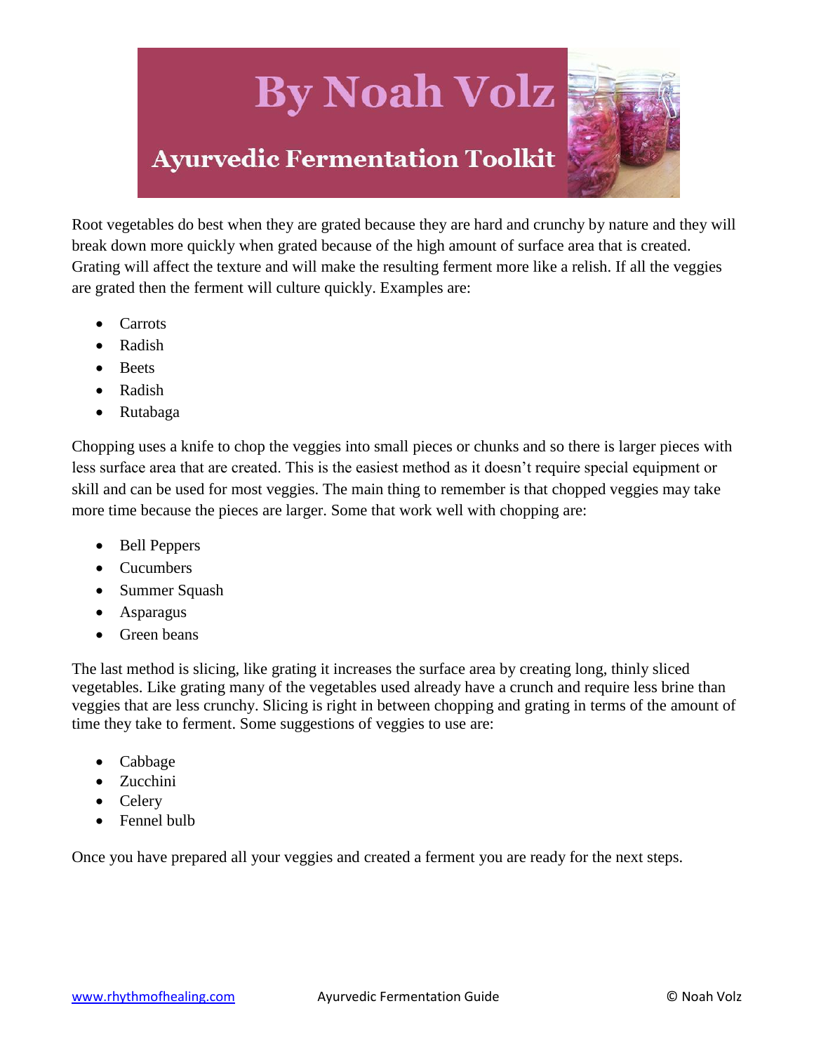Root vegetables do best when they are grated because they are hard and crunchy by nature and they will break down more quickly when grated because of the high amount of surface area that is created. Grating will affect the texture and will make the resulting ferment more like a relish. If all the veggies are grated then the ferment will culture quickly. Examples are:

- Carrots
- Radish
- Beets
- Radish
- Rutabaga

Chopping uses a knife to chop the veggies into small pieces or chunks and so there is larger pieces with less surface area that are created. This is the easiest method as it doesn't require special equipment or skill and can be used for most veggies. The main thing to remember is that chopped veggies may take more time because the pieces are larger. Some that work well with chopping are:

- Bell Peppers
- Cucumbers
- Summer Squash
- Asparagus
- Green beans

The last method is slicing, like grating it increases the surface area by creating long, thinly sliced vegetables. Like grating many of the vegetables used already have a crunch and require less brine than veggies that are less crunchy. Slicing is right in between chopping and grating in terms of the amount of time they take to ferment. Some suggestions of veggies to use are:

- Cabbage
- Zucchini
- Celery
- Fennel bulb

Once you have prepared all your veggies and created a ferment you are ready for the next steps.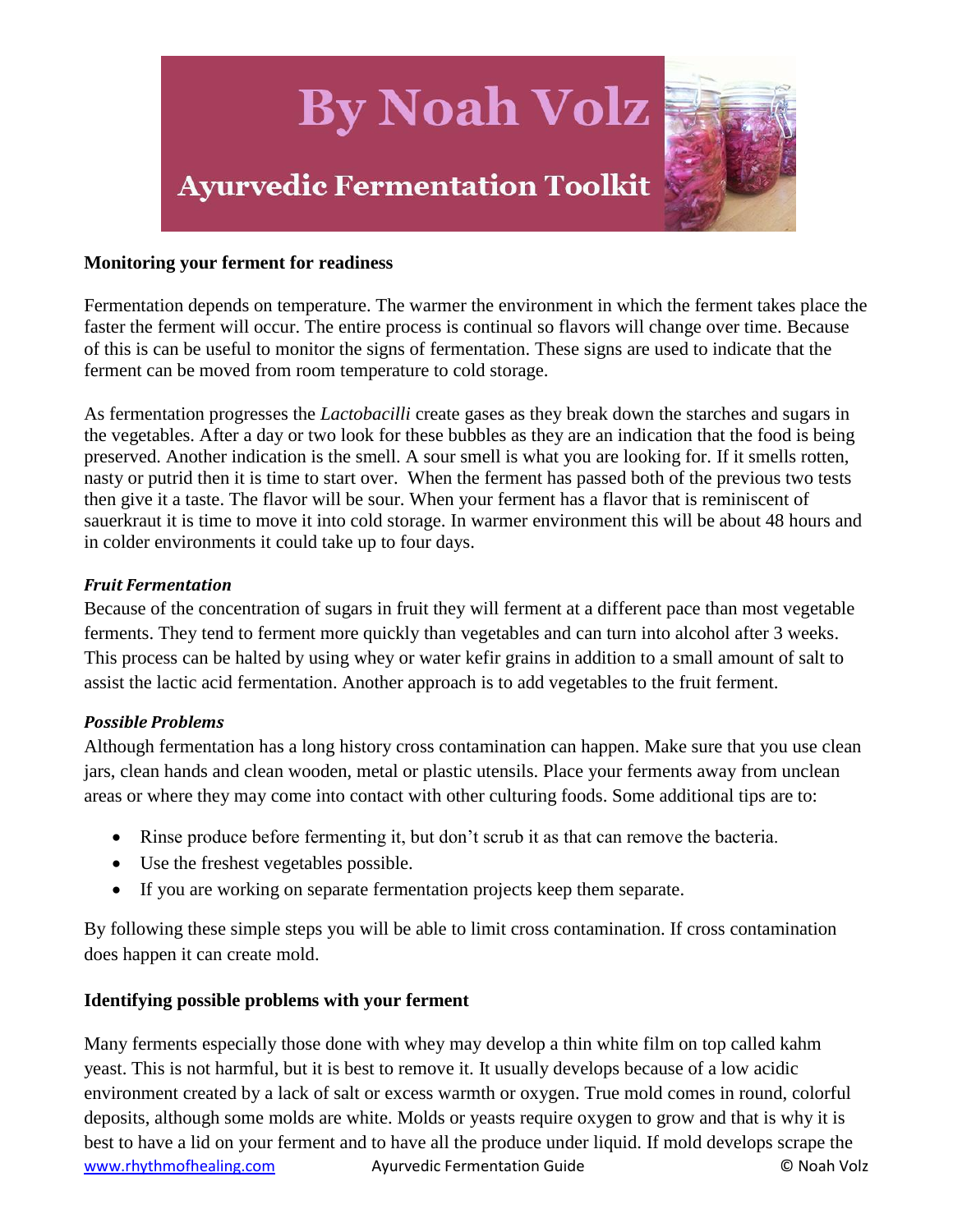### Monitoring your ferment for readiness

Fermentation depends on temperature. The warmer the environment in which the ferment takes place the faster the ferment will occur. The entire process is continual so flavors will change over time. Because of this is can be useful to monitor the signs of fermentation. These signs are used to indicate that the ferment can be moved from room temperature to cold storage.

As fermentation progresses the *Lactobacilli* create gases as they break down the starches and sugars in the vegetables. After a day or two look for these bubbles as they are an indication that the food is being preserved. Another indication is the smell. A sour smell is what you are looking for. If it smells rotten, nasty or putrid then it is time to start over. When the ferment has passed both of the previous two tests then give it a taste. The flavor will be sour. When your ferment has a flavor that is reminiscent of sauerkraut it is time to move it into cold storage. In warmer environment this will be about 48 hours and in colder environments it could take up to four days.

#### *Fruit Fermentation*

Because of the concentration of sugars in fruit they will ferment at a different pace than most vegetable ferments. They tend to ferment more quickly than vegetables and can turn into alcohol after 3 weeks. This process can be halted by using whey or water kefir grains in addition to a small amount of salt to assist the lactic acid fermentation. Another approach is to add vegetables to the fruit ferment.

#### *Possible Problems*

Although fermentation has a long history cross contamination can happen. Make sure that you use clean jars, clean hands and clean wooden, metal or plastic utensils. Place your ferments away from unclean areas or where they may come into contact with other culturing foods. Some additional tips are to:

- Rinse produce before fermenting it, but don't scrub it as that can remove the bacteria.
- Use the freshest vegetables possible.
- If you are working on separate fermentation projects keep them separate.

By following these simple steps you will be able to limit cross contamination. If cross contamination does happen it can create mold.

### Identifying possible problems with your ferment

Many ferments especially those done with whey may develop a thin white film on top called kahm yeast. This is not harmful, but it is best to remove it. It usually develops because of a low acidic environment created by a lack of salt or excess warmth or oxygen. True mold comes in round, colorful deposits, although some molds are white. Molds or yeasts require oxygen to grow and that is why it is best to have a lid on your ferment and to have all the produce under liquid. If mold develops scrape the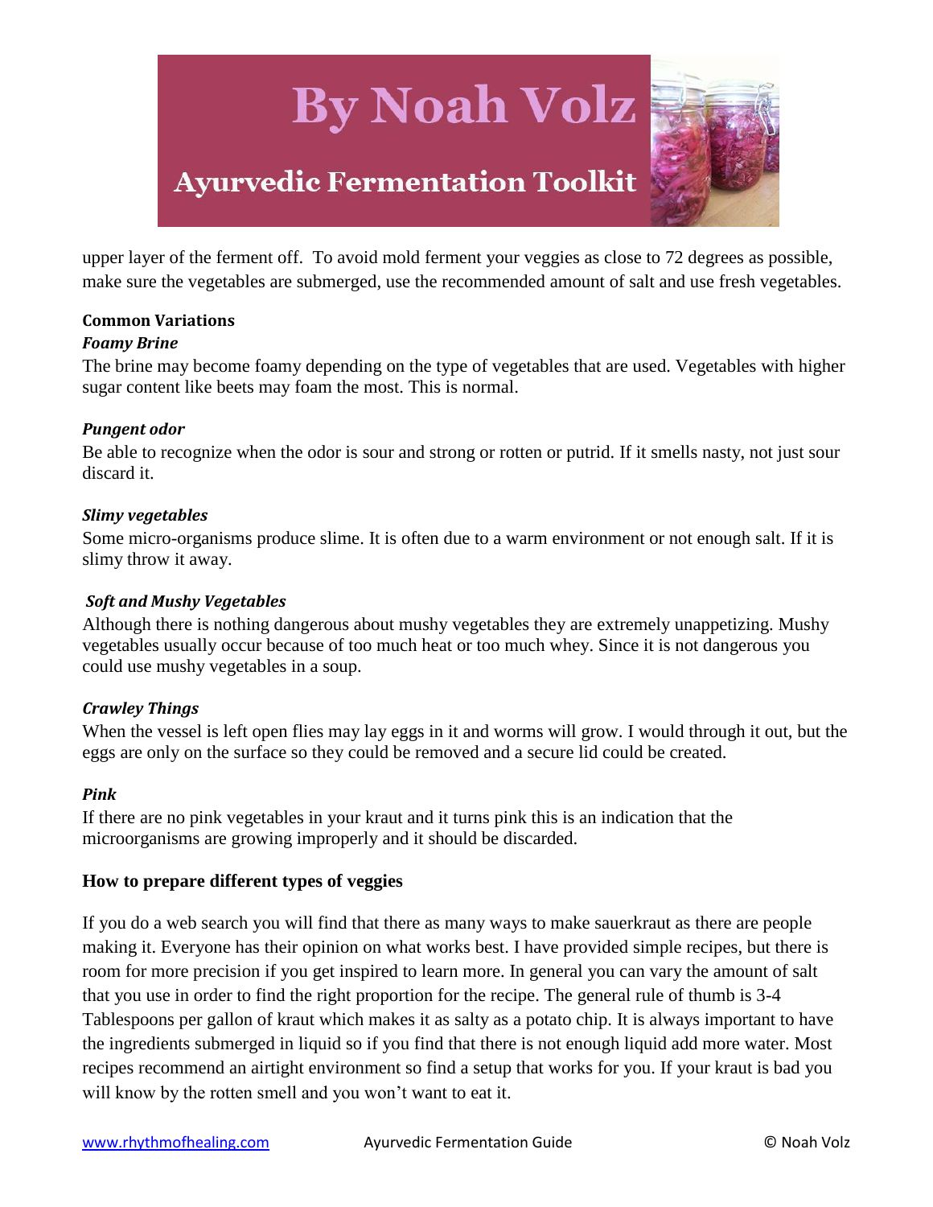upper layer of the ferment off. To avoid mold ferment your veggies as close to 72 degrees as possible, make sure the vegetables are submerged, use the recommended amount of salt and use fresh vegetables.

**Common Variations**

***Foamy Brine***

The brine may become foamy depending on the type of vegetables that are used. Vegetables with higher sugar content like beets may foam the most. This is normal.

***Pungent odor***

Be able to recognize when the odor is sour and strong or rotten or putrid. If it smells nasty, not just sour discard it.

***Slimy vegetables***

Some micro-organisms produce slime. It is often due to a warm environment or not enough salt. If it is slimy throw it away.

***Soft and Mushy Vegetables***

Although there is nothing dangerous about mushy vegetables they are extremely unappetizing. Mushy vegetables usually occur because of too much heat or too much whey. Since it is not dangerous you could use mushy vegetables in a soup.

***Crawley Things***

When the vessel is left open flies may lay eggs in it and worms will grow. I would through it out, but the eggs are only on the surface so they could be removed and a secure lid could be created.

***Pink***

If there are no pink vegetables in your kraut and it turns pink this is an indication that the microorganisms are growing improperly and it should be discarded.

**How to prepare different types of veggies**

If you do a web search you will find that there as many ways to make sauerkraut as there are people making it. Everyone has their opinion on what works best. I have provided simple recipes, but there is room for more precision if you get inspired to learn more. In general you can vary the amount of salt that you use in order to find the right proportion for the recipe. The general rule of thumb is 3-4 Tablespoons per gallon of kraut which makes it as salty as a potato chip. It is always important to have the ingredients submerged in liquid so if you find that there is not enough liquid add more water. Most recipes recommend an airtight environment so find a setup that works for you. If your kraut is bad you will know by the rotten smell and you won't want to eat it.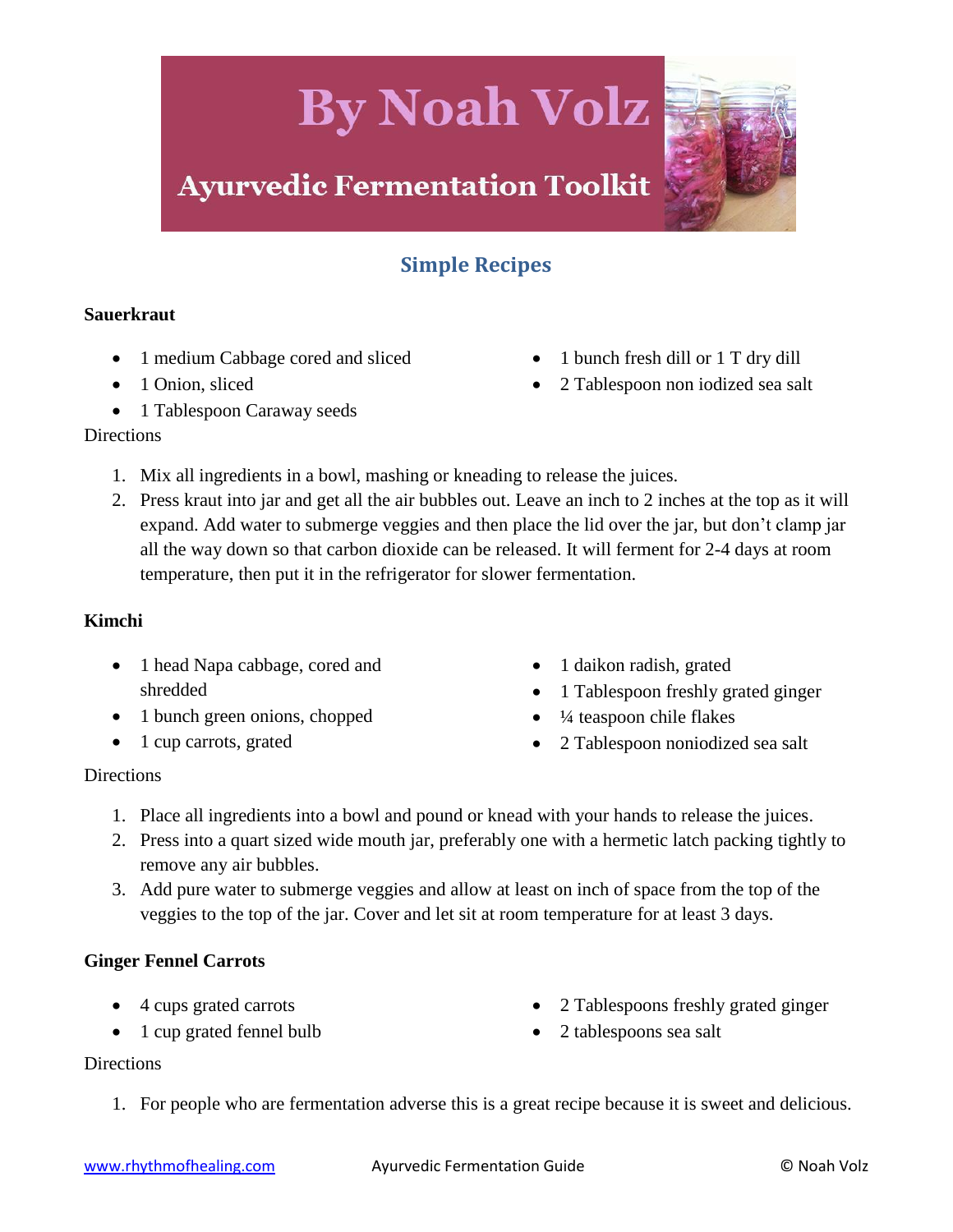By Noah Volz

Ayurvedic Fermentation Toolkit

## Simple Recipes

### Sauerkraut

- 1 medium Cabbage cored and sliced
- 1 Onion, sliced
- 1 Tablespoon Caraway seeds
- 1 bunch fresh dill or 1 T dry dill
- 2 Tablespoon non iodized sea salt

Directions

1. Mix all ingredients in a bowl, mashing or kneading to release the juices.
2. Press kraut into jar and get all the air bubbles out. Leave an inch to 2 inches at the top as it will expand. Add water to submerge veggies and then place the lid over the jar, but don't clamp jar all the way down so that carbon dioxide can be released. It will ferment for 2-4 days at room temperature, then put it in the refrigerator for slower fermentation.

### Kimchi

- 1 head Napa cabbage, cored and shredded
- 1 bunch green onions, chopped
- 1 cup carrots, grated
- 1 daikon radish, grated
- 1 Tablespoon freshly grated ginger
- ¼ teaspoon chile flakes
- 2 Tablespoon noniodized sea salt

Directions

1. Place all ingredients into a bowl and pound or knead with your hands to release the juices.
2. Press into a quart sized wide mouth jar, preferably one with a hermetic latch packing tightly to remove any air bubbles.
3. Add pure water to submerge veggies and allow at least on inch of space from the top of the veggies to the top of the jar. Cover and let sit at room temperature for at least 3 days.

### Ginger Fennel Carrots

- 4 cups grated carrots
- 1 cup grated fennel bulb
- 2 Tablespoons freshly grated ginger
- 2 tablespoons sea salt

Directions

1. For people who are fermentation adverse this is a great recipe because it is sweet and delicious.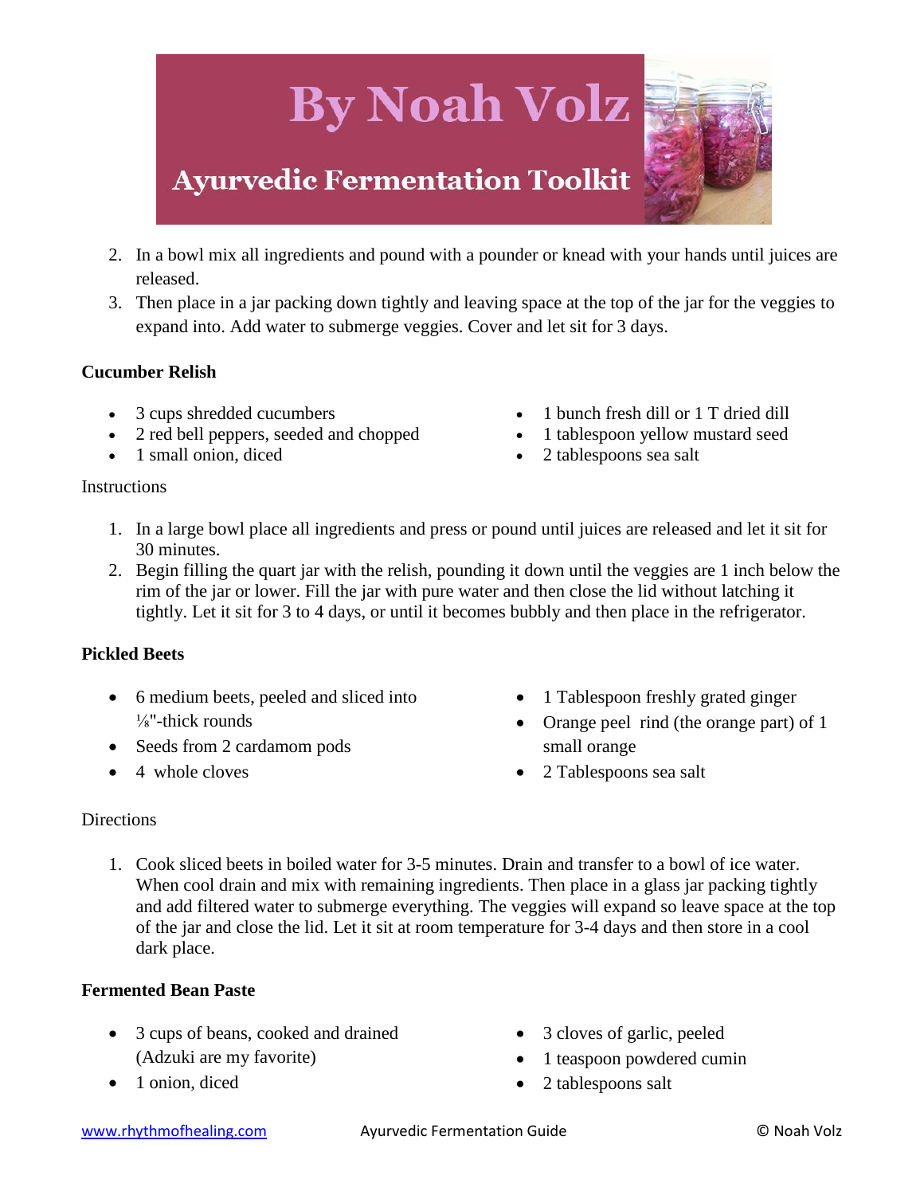2. In a bowl mix all ingredients and pound with a pounder or knead with your hands until juices are released.
3. Then place in a jar packing down tightly and leaving space at the top of the jar for the veggies to expand into. Add water to submerge veggies. Cover and let sit for 3 days.

**Cucumber Relish**

- 3 cups shredded cucumbers
- 2 red bell peppers, seeded and chopped
- 1 small onion, diced
- 1 bunch fresh dill or 1 T dried dill
- 1 tablespoon yellow mustard seed
- 2 tablespoons sea salt

Instructions

1. In a large bowl place all ingredients and press or pound until juices are released and let it sit for 30 minutes.
2. Begin filling the quart jar with the relish, pounding it down until the veggies are 1 inch below the rim of the jar or lower. Fill the jar with pure water and then close the lid without latching it tightly. Let it sit for 3 to 4 days, or until it becomes bubbly and then place in the refrigerator.

**Pickled Beets**

- 6 medium beets, peeled and sliced into ⅛"-thick rounds
- Seeds from 2 cardamom pods
- 4 whole cloves
- 1 Tablespoon freshly grated ginger
- Orange peel rind (the orange part) of 1 small orange
- 2 Tablespoons sea salt

Directions

1. Cook sliced beets in boiled water for 3-5 minutes. Drain and transfer to a bowl of ice water. When cool drain and mix with remaining ingredients. Then place in a glass jar packing tightly and add filtered water to submerge everything. The veggies will expand so leave space at the top of the jar and close the lid. Let it sit at room temperature for 3-4 days and then store in a cool dark place.

**Fermented Bean Paste**

- 3 cups of beans, cooked and drained (Adzuki are my favorite)
- 1 onion, diced
- 3 cloves of garlic, peeled
- 1 teaspoon powdered cumin
- 2 tablespoons salt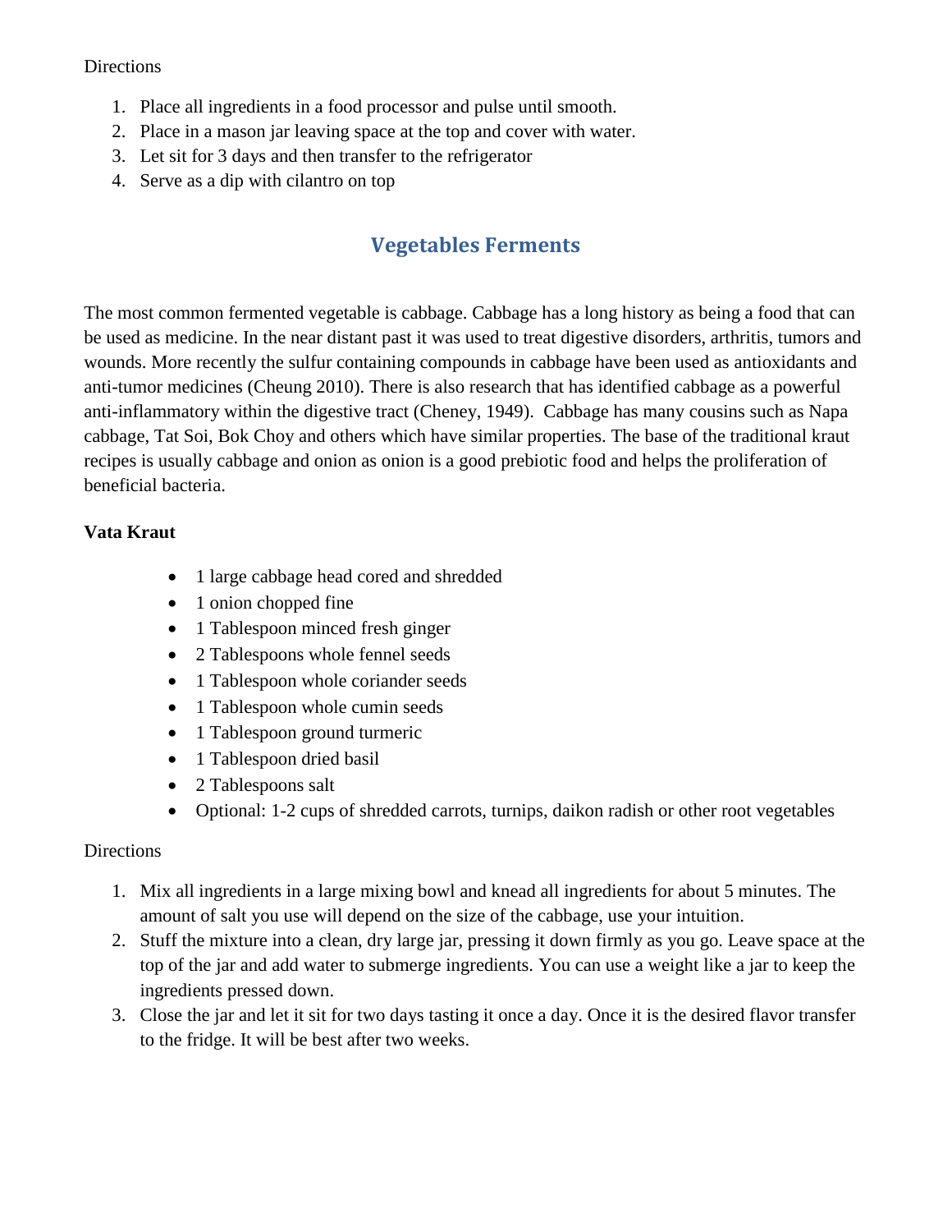Directions

1. Place all ingredients in a food processor and pulse until smooth.
2. Place in a mason jar leaving space at the top and cover with water.
3. Let sit for 3 days and then transfer to the refrigerator
4. Serve as a dip with cilantro on top

## Vegetables Ferments

The most common fermented vegetable is cabbage. Cabbage has a long history as being a food that can be used as medicine. In the near distant past it was used to treat digestive disorders, arthritis, tumors and wounds. More recently the sulfur containing compounds in cabbage have been used as antioxidants and anti-tumor medicines (Cheung 2010). There is also research that has identified cabbage as a powerful anti-inflammatory within the digestive tract (Cheney, 1949). Cabbage has many cousins such as Napa cabbage, Tat Soi, Bok Choy and others which have similar properties. The base of the traditional kraut recipes is usually cabbage and onion as onion is a good prebiotic food and helps the proliferation of beneficial bacteria.

**Vata Kraut**

- 1 large cabbage head cored and shredded
- 1 onion chopped fine
- 1 Tablespoon minced fresh ginger
- 2 Tablespoons whole fennel seeds
- 1 Tablespoon whole coriander seeds
- 1 Tablespoon whole cumin seeds
- 1 Tablespoon ground turmeric
- 1 Tablespoon dried basil
- 2 Tablespoons salt
- Optional: 1-2 cups of shredded carrots, turnips, daikon radish or other root vegetables

Directions

1. Mix all ingredients in a large mixing bowl and knead all ingredients for about 5 minutes. The amount of salt you use will depend on the size of the cabbage, use your intuition.
2. Stuff the mixture into a clean, dry large jar, pressing it down firmly as you go. Leave space at the top of the jar and add water to submerge ingredients. You can use a weight like a jar to keep the ingredients pressed down.
3. Close the jar and let it sit for two days tasting it once a day. Once it is the desired flavor transfer to the fridge. It will be best after two weeks.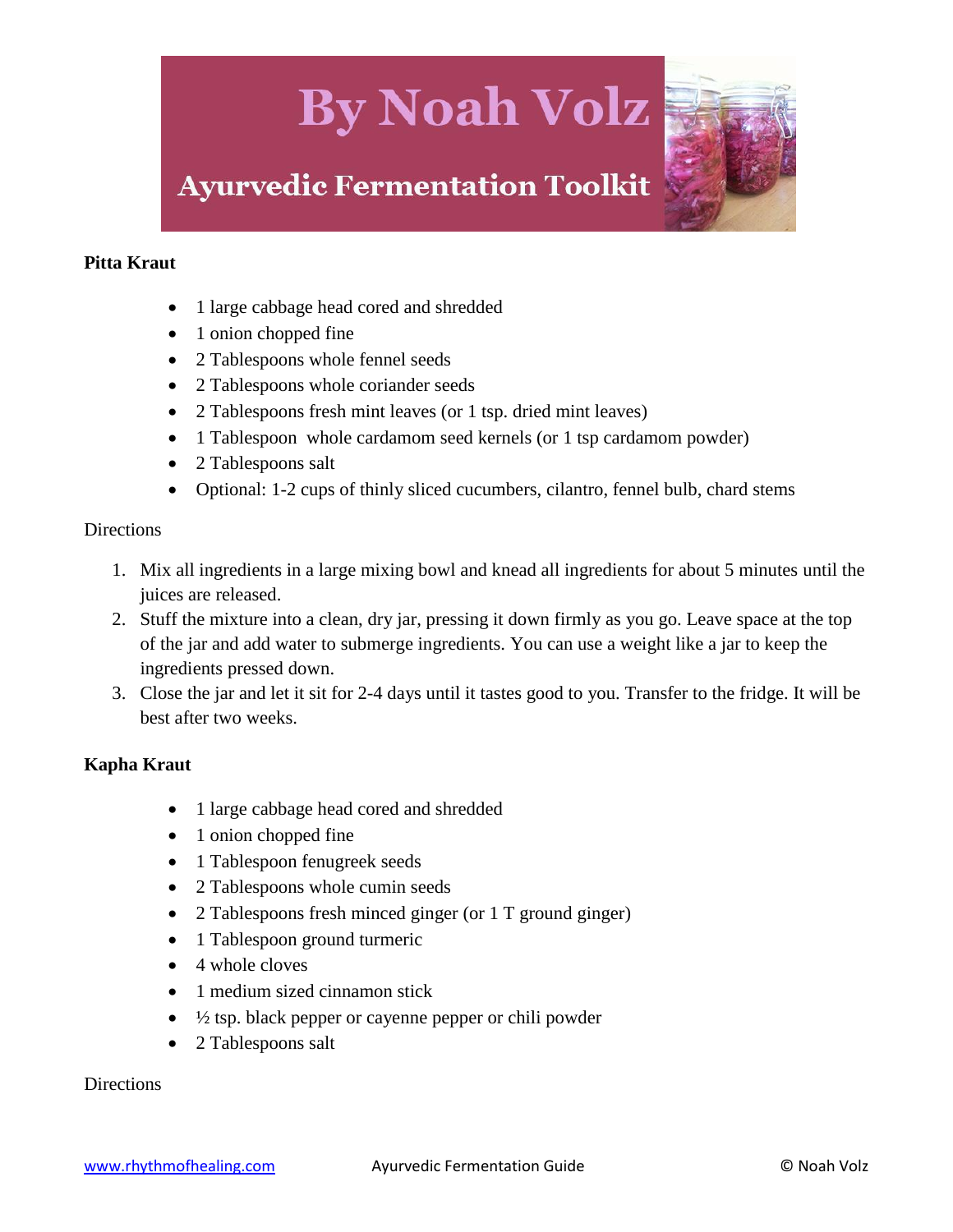**Pitta Kraut**

- 1 large cabbage head cored and shredded
- 1 onion chopped fine
- 2 Tablespoons whole fennel seeds
- 2 Tablespoons whole coriander seeds
- 2 Tablespoons fresh mint leaves (or 1 tsp. dried mint leaves)
- 1 Tablespoon whole cardamom seed kernels (or 1 tsp cardamom powder)
- 2 Tablespoons salt
- Optional: 1-2 cups of thinly sliced cucumbers, cilantro, fennel bulb, chard stems

Directions

1. Mix all ingredients in a large mixing bowl and knead all ingredients for about 5 minutes until the juices are released.
2. Stuff the mixture into a clean, dry jar, pressing it down firmly as you go. Leave space at the top of the jar and add water to submerge ingredients. You can use a weight like a jar to keep the ingredients pressed down.
3. Close the jar and let it sit for 2-4 days until it tastes good to you. Transfer to the fridge. It will be best after two weeks.

**Kapha Kraut**

- 1 large cabbage head cored and shredded
- 1 onion chopped fine
- 1 Tablespoon fenugreek seeds
- 2 Tablespoons whole cumin seeds
- 2 Tablespoons fresh minced ginger (or 1 T ground ginger)
- 1 Tablespoon ground turmeric
- 4 whole cloves
- 1 medium sized cinnamon stick
- ½ tsp. black pepper or cayenne pepper or chili powder
- 2 Tablespoons salt

Directions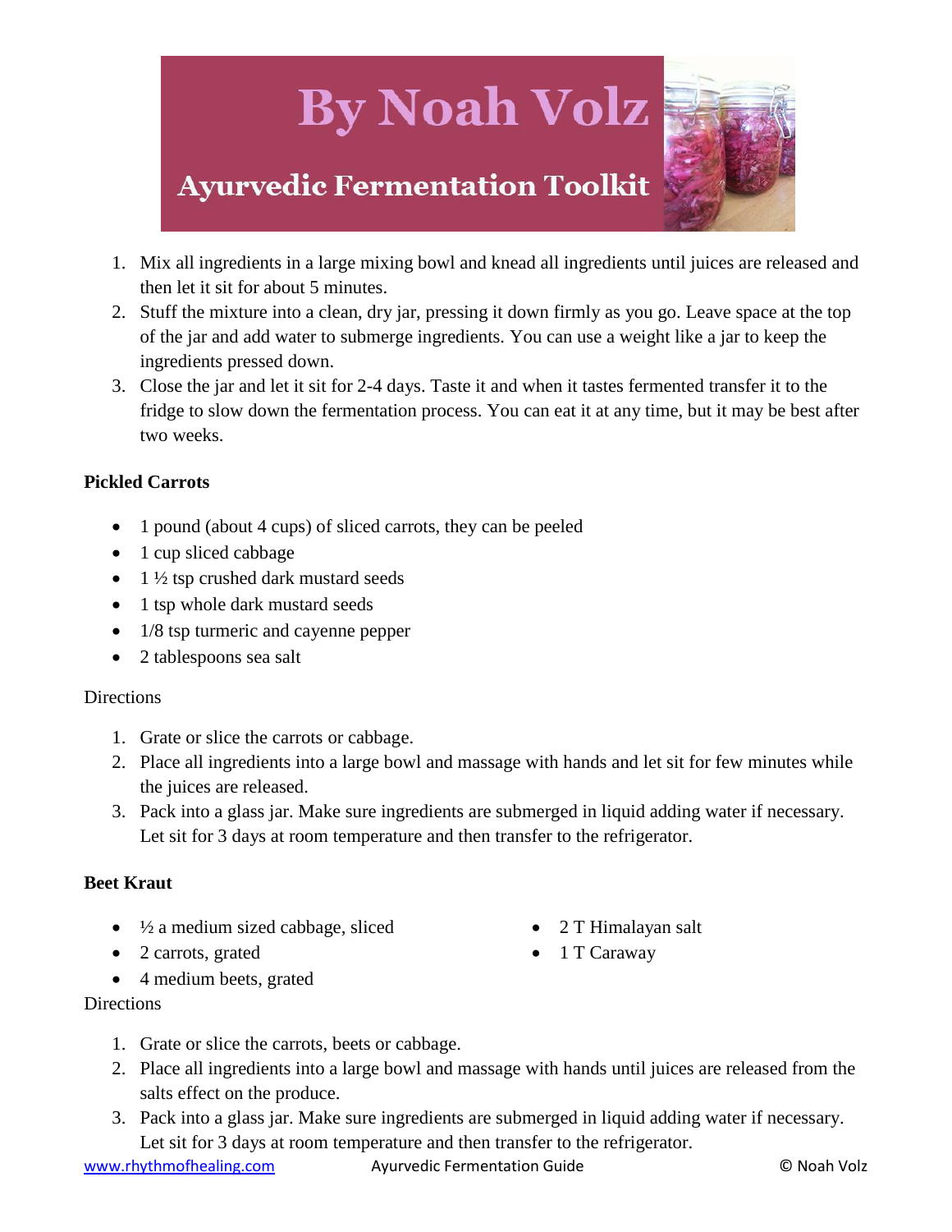1. Mix all ingredients in a large mixing bowl and knead all ingredients until juices are released and then let it sit for about 5 minutes.
2. Stuff the mixture into a clean, dry jar, pressing it down firmly as you go. Leave space at the top of the jar and add water to submerge ingredients. You can use a weight like a jar to keep the ingredients pressed down.
3. Close the jar and let it sit for 2-4 days. Taste it and when it tastes fermented transfer it to the fridge to slow down the fermentation process. You can eat it at any time, but it may be best after two weeks.

**Pickled Carrots**

- 1 pound (about 4 cups) of sliced carrots, they can be peeled
- 1 cup sliced cabbage
- 1 ½ tsp crushed dark mustard seeds
- 1 tsp whole dark mustard seeds
- 1/8 tsp turmeric and cayenne pepper
- 2 tablespoons sea salt

Directions

1. Grate or slice the carrots or cabbage.
2. Place all ingredients into a large bowl and massage with hands and let sit for few minutes while the juices are released.
3. Pack into a glass jar. Make sure ingredients are submerged in liquid adding water if necessary. Let sit for 3 days at room temperature and then transfer to the refrigerator.

**Beet Kraut**

- ½ a medium sized cabbage, sliced
- 2 carrots, grated
- 4 medium beets, grated
- 2 T Himalayan salt
- 1 T Caraway

Directions

1. Grate or slice the carrots, beets or cabbage.
2. Place all ingredients into a large bowl and massage with hands until juices are released from the salts effect on the produce.
3. Pack into a glass jar. Make sure ingredients are submerged in liquid adding water if necessary. Let sit for 3 days at room temperature and then transfer to the refrigerator.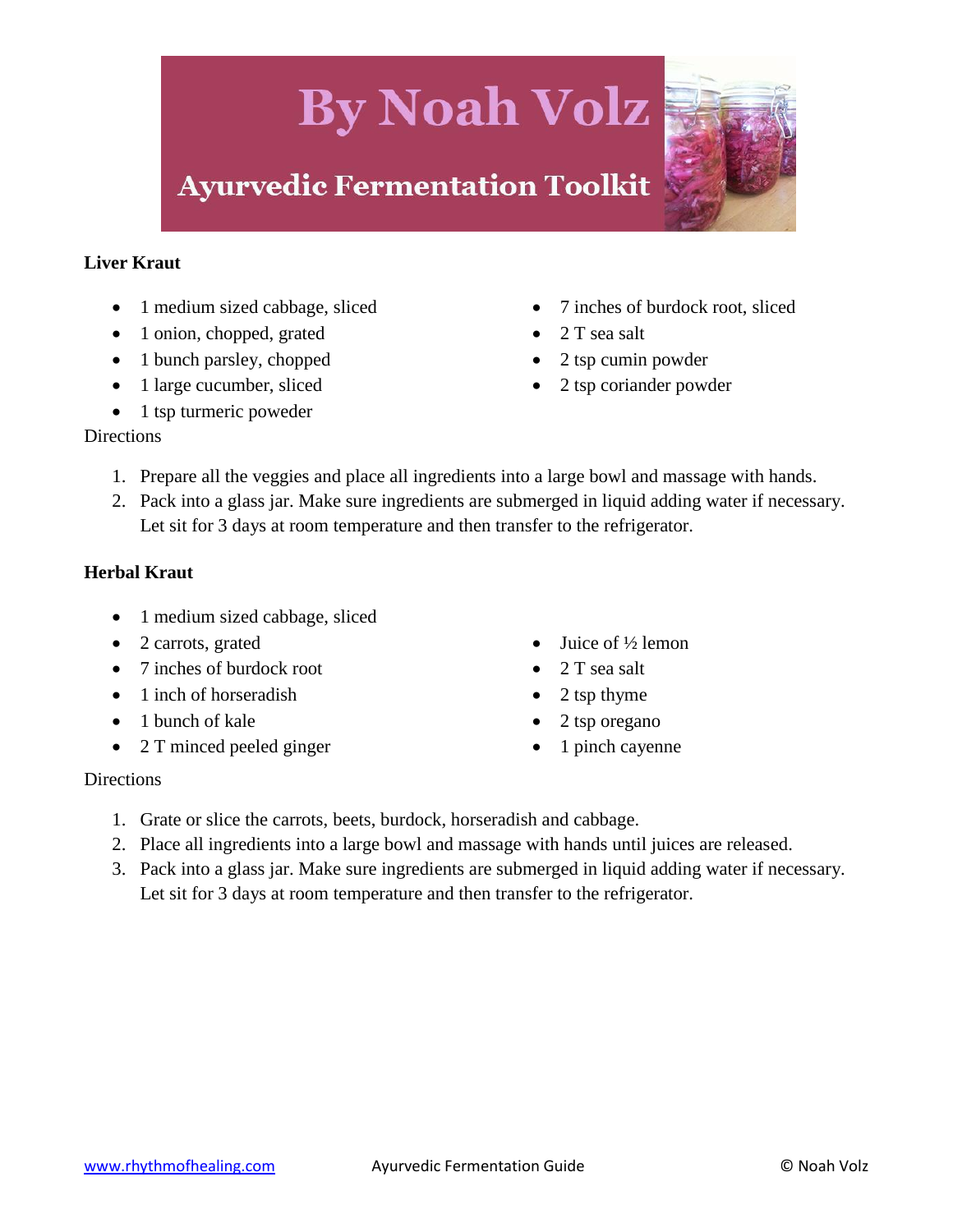**Liver Kraut**

- 1 medium sized cabbage, sliced
- 1 onion, chopped, grated
- 1 bunch parsley, chopped
- 1 large cucumber, sliced
- 1 tsp turmeric poweder
- 7 inches of burdock root, sliced
- 2 T sea salt
- 2 tsp cumin powder
- 2 tsp coriander powder

Directions

1. Prepare all the veggies and place all ingredients into a large bowl and massage with hands.
2. Pack into a glass jar. Make sure ingredients are submerged in liquid adding water if necessary. Let sit for 3 days at room temperature and then transfer to the refrigerator.

**Herbal Kraut**

- 1 medium sized cabbage, sliced
- 2 carrots, grated
- 7 inches of burdock root
- 1 inch of horseradish
- 1 bunch of kale
- 2 T minced peeled ginger
- Juice of ½ lemon
- 2 T sea salt
- 2 tsp thyme
- 2 tsp oregano
- 1 pinch cayenne

Directions

1. Grate or slice the carrots, beets, burdock, horseradish and cabbage.
2. Place all ingredients into a large bowl and massage with hands until juices are released.
3. Pack into a glass jar. Make sure ingredients are submerged in liquid adding water if necessary. Let sit for 3 days at room temperature and then transfer to the refrigerator.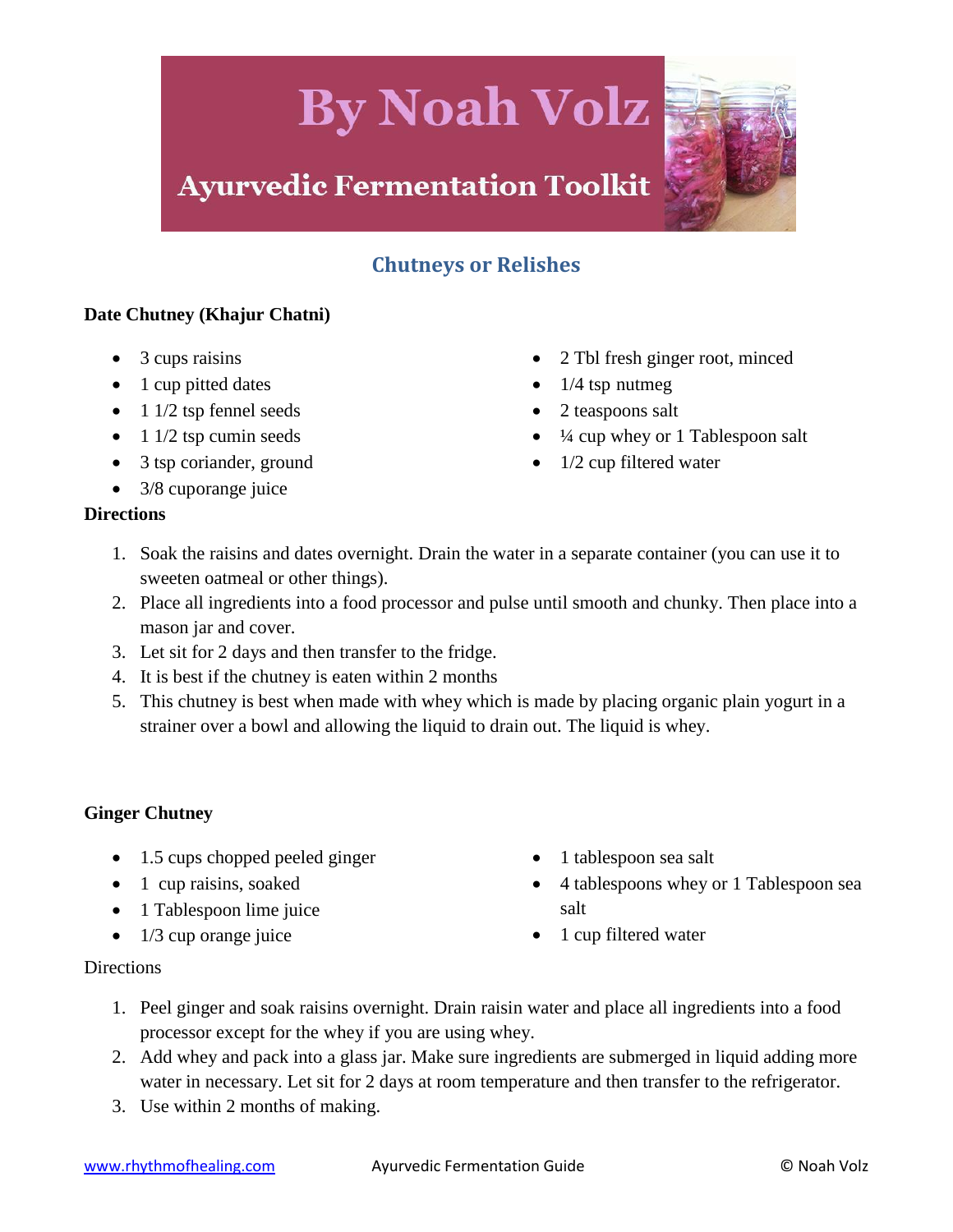# By Noah Volz

## Ayurvedic Fermentation Toolkit

## Chutneys or Relishes

**Date Chutney (Khajur Chatni)**

- 3 cups raisins
- 1 cup pitted dates
- 1 1/2 tsp fennel seeds
- 1 1/2 tsp cumin seeds
- 3 tsp coriander, ground
- 3/8 cuporange juice
- 2 Tbl fresh ginger root, minced
- 1/4 tsp nutmeg
- 2 teaspoons salt
- ¼ cup whey or 1 Tablespoon salt
- 1/2 cup filtered water

**Directions**

1. Soak the raisins and dates overnight. Drain the water in a separate container (you can use it to sweeten oatmeal or other things).
2. Place all ingredients into a food processor and pulse until smooth and chunky. Then place into a mason jar and cover.
3. Let sit for 2 days and then transfer to the fridge.
4. It is best if the chutney is eaten within 2 months
5. This chutney is best when made with whey which is made by placing organic plain yogurt in a strainer over a bowl and allowing the liquid to drain out. The liquid is whey.

**Ginger Chutney**

- 1.5 cups chopped peeled ginger
- 1 cup raisins, soaked
- 1 Tablespoon lime juice
- 1/3 cup orange juice
- 1 tablespoon sea salt
- 4 tablespoons whey or 1 Tablespoon sea salt
- 1 cup filtered water

Directions

1. Peel ginger and soak raisins overnight. Drain raisin water and place all ingredients into a food processor except for the whey if you are using whey.
2. Add whey and pack into a glass jar. Make sure ingredients are submerged in liquid adding more water in necessary. Let sit for 2 days at room temperature and then transfer to the refrigerator.
3. Use within 2 months of making.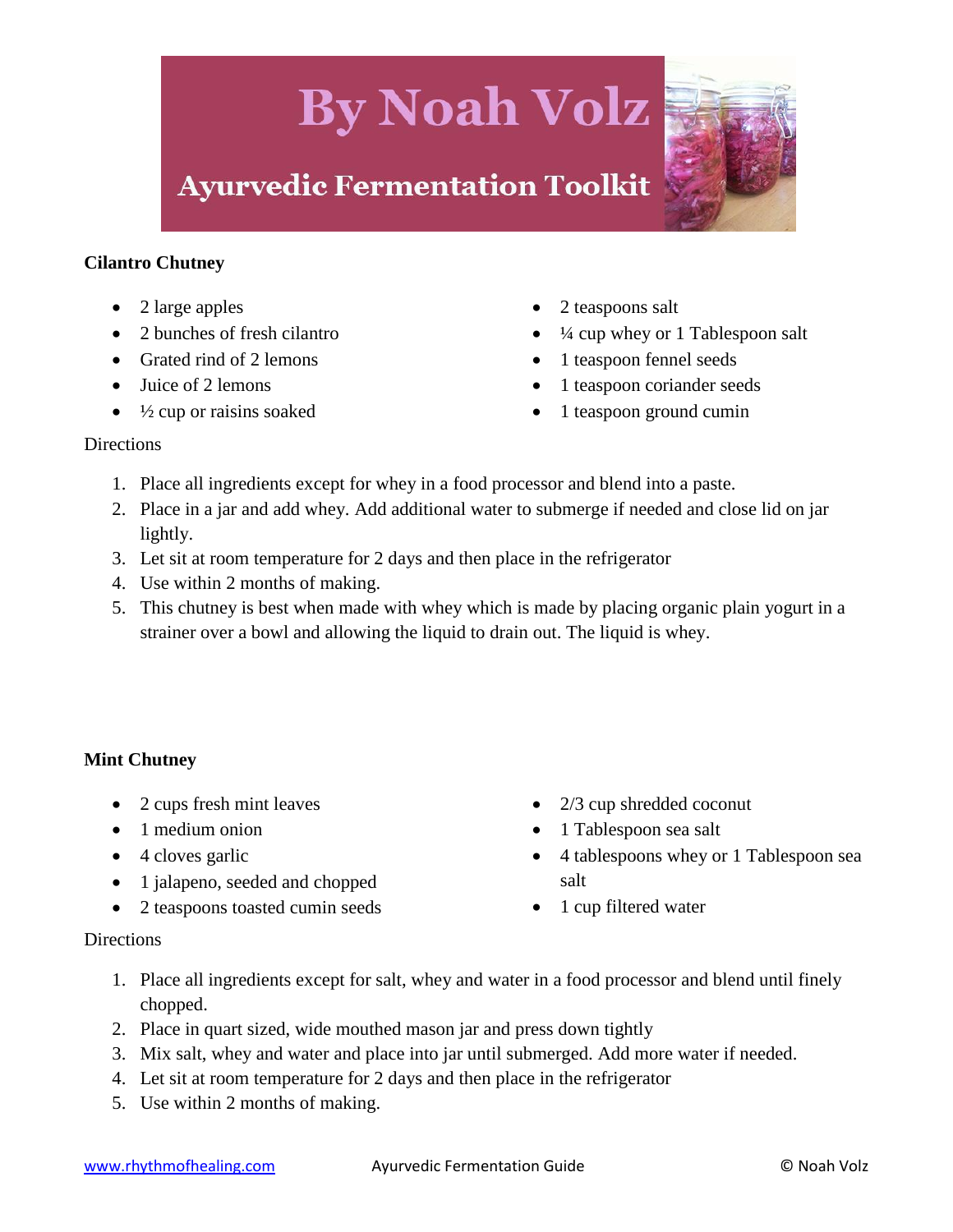**Cilantro Chutney**

- 2 large apples
- 2 bunches of fresh cilantro
- Grated rind of 2 lemons
- Juice of 2 lemons
- ½ cup or raisins soaked
- 2 teaspoons salt
- ¼ cup whey or 1 Tablespoon salt
- 1 teaspoon fennel seeds
- 1 teaspoon coriander seeds
- 1 teaspoon ground cumin

Directions

1. Place all ingredients except for whey in a food processor and blend into a paste.
2. Place in a jar and add whey. Add additional water to submerge if needed and close lid on jar lightly.
3. Let sit at room temperature for 2 days and then place in the refrigerator
4. Use within 2 months of making.
5. This chutney is best when made with whey which is made by placing organic plain yogurt in a strainer over a bowl and allowing the liquid to drain out. The liquid is whey.

**Mint Chutney**

- 2 cups fresh mint leaves
- 1 medium onion
- 4 cloves garlic
- 1 jalapeno, seeded and chopped
- 2 teaspoons toasted cumin seeds
- 2/3 cup shredded coconut
- 1 Tablespoon sea salt
- 4 tablespoons whey or 1 Tablespoon sea salt
- 1 cup filtered water

Directions

1. Place all ingredients except for salt, whey and water in a food processor and blend until finely chopped.
2. Place in quart sized, wide mouthed mason jar and press down tightly
3. Mix salt, whey and water and place into jar until submerged. Add more water if needed.
4. Let sit at room temperature for 2 days and then place in the refrigerator
5. Use within 2 months of making.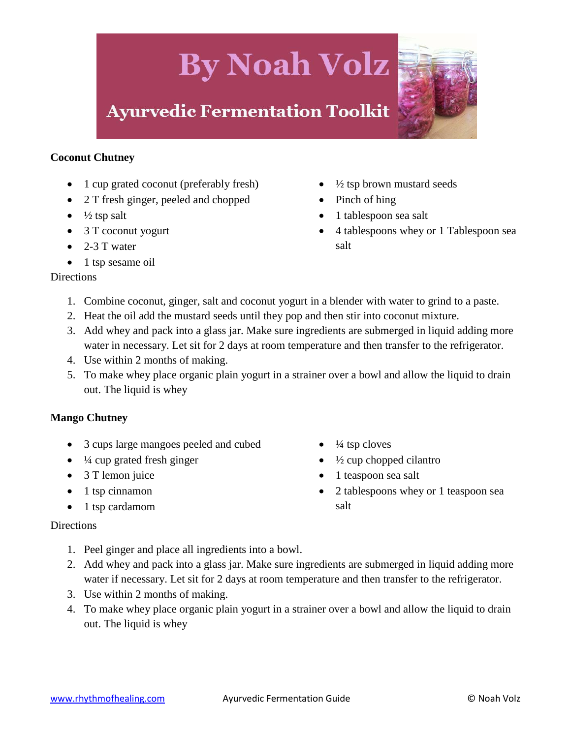# By Noah Volz

## Ayurvedic Fermentation Toolkit

**Coconut Chutney**

- 1 cup grated coconut (preferably fresh)
- 2 T fresh ginger, peeled and chopped
- ½ tsp salt
- 3 T coconut yogurt
- 2-3 T water
- 1 tsp sesame oil
- ½ tsp brown mustard seeds
- Pinch of hing
- 1 tablespoon sea salt
- 4 tablespoons whey or 1 Tablespoon sea salt

Directions

1. Combine coconut, ginger, salt and coconut yogurt in a blender with water to grind to a paste.
2. Heat the oil add the mustard seeds until they pop and then stir into coconut mixture.
3. Add whey and pack into a glass jar. Make sure ingredients are submerged in liquid adding more water in necessary. Let sit for 2 days at room temperature and then transfer to the refrigerator.
4. Use within 2 months of making.
5. To make whey place organic plain yogurt in a strainer over a bowl and allow the liquid to drain out. The liquid is whey

**Mango Chutney**

- 3 cups large mangoes peeled and cubed
- ¼ cup grated fresh ginger
- 3 T lemon juice
- 1 tsp cinnamon
- 1 tsp cardamom
- ¼ tsp cloves
- ½ cup chopped cilantro
- 1 teaspoon sea salt
- 2 tablespoons whey or 1 teaspoon sea salt

Directions

1. Peel ginger and place all ingredients into a bowl.
2. Add whey and pack into a glass jar. Make sure ingredients are submerged in liquid adding more water if necessary. Let sit for 2 days at room temperature and then transfer to the refrigerator.
3. Use within 2 months of making.
4. To make whey place organic plain yogurt in a strainer over a bowl and allow the liquid to drain out. The liquid is whey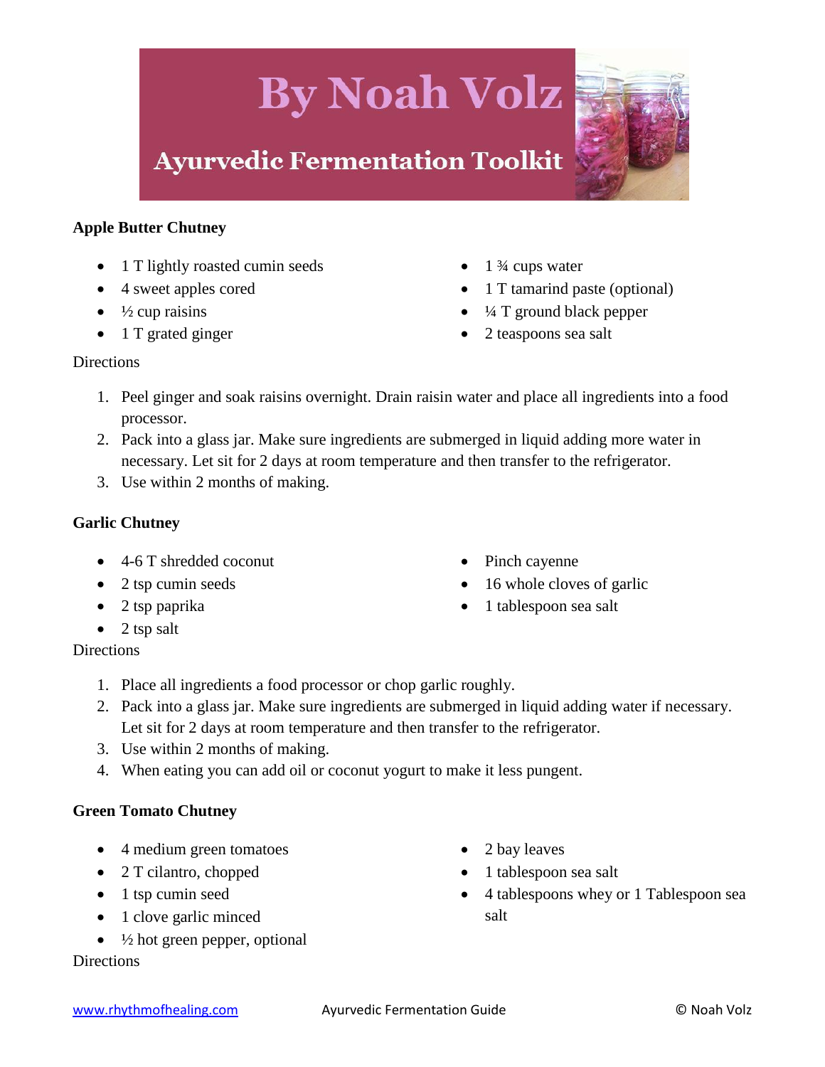# By Noah Volz

## Ayurvedic Fermentation Toolkit

**Apple Butter Chutney**

- 1 T lightly roasted cumin seeds
- 4 sweet apples cored
- ½ cup raisins
- 1 T grated ginger
- 1 ¾ cups water
- 1 T tamarind paste (optional)
- ¼ T ground black pepper
- 2 teaspoons sea salt

Directions

1. Peel ginger and soak raisins overnight. Drain raisin water and place all ingredients into a food processor.
2. Pack into a glass jar. Make sure ingredients are submerged in liquid adding more water in necessary. Let sit for 2 days at room temperature and then transfer to the refrigerator.
3. Use within 2 months of making.

**Garlic Chutney**

- 4-6 T shredded coconut
- 2 tsp cumin seeds
- 2 tsp paprika
- 2 tsp salt
- Pinch cayenne
- 16 whole cloves of garlic
- 1 tablespoon sea salt

Directions

1. Place all ingredients a food processor or chop garlic roughly.
2. Pack into a glass jar. Make sure ingredients are submerged in liquid adding water if necessary. Let sit for 2 days at room temperature and then transfer to the refrigerator.
3. Use within 2 months of making.
4. When eating you can add oil or coconut yogurt to make it less pungent.

**Green Tomato Chutney**

- 4 medium green tomatoes
- 2 T cilantro, chopped
- 1 tsp cumin seed
- 1 clove garlic minced
- ½ hot green pepper, optional
- 2 bay leaves
- 1 tablespoon sea salt
- 4 tablespoons whey or 1 Tablespoon sea salt

Directions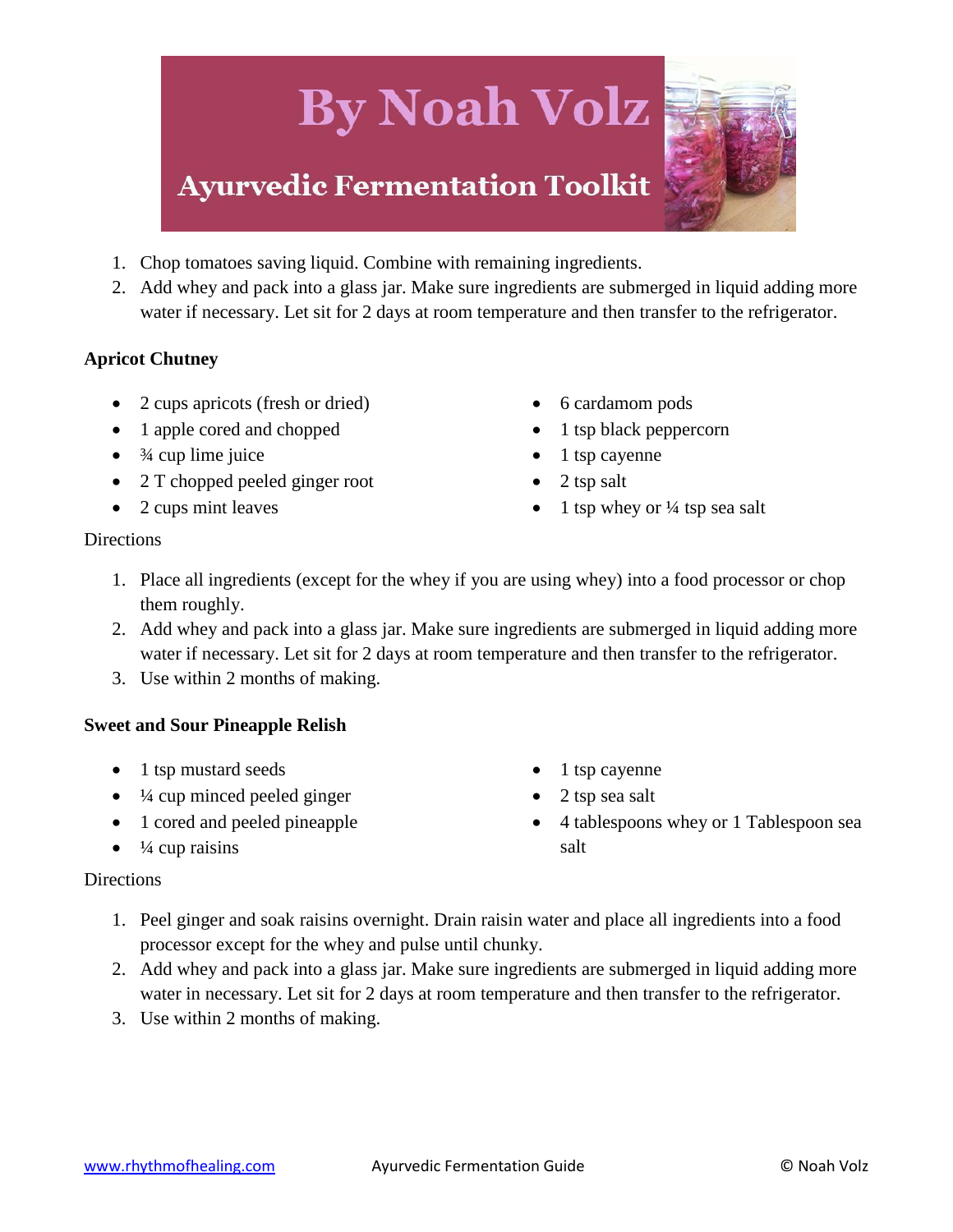1. Chop tomatoes saving liquid. Combine with remaining ingredients.
2. Add whey and pack into a glass jar. Make sure ingredients are submerged in liquid adding more water if necessary. Let sit for 2 days at room temperature and then transfer to the refrigerator.

**Apricot Chutney**

- 2 cups apricots (fresh or dried)
- 1 apple cored and chopped
- ¾ cup lime juice
- 2 T chopped peeled ginger root
- 2 cups mint leaves
- 6 cardamom pods
- 1 tsp black peppercorn
- 1 tsp cayenne
- 2 tsp salt
- 1 tsp whey or ¼ tsp sea salt

Directions

1. Place all ingredients (except for the whey if you are using whey) into a food processor or chop them roughly.
2. Add whey and pack into a glass jar. Make sure ingredients are submerged in liquid adding more water if necessary. Let sit for 2 days at room temperature and then transfer to the refrigerator.
3. Use within 2 months of making.

**Sweet and Sour Pineapple Relish**

- 1 tsp mustard seeds
- ¼ cup minced peeled ginger
- 1 cored and peeled pineapple
- ¼ cup raisins
- 1 tsp cayenne
- 2 tsp sea salt
- 4 tablespoons whey or 1 Tablespoon sea salt

Directions

1. Peel ginger and soak raisins overnight. Drain raisin water and place all ingredients into a food processor except for the whey and pulse until chunky.
2. Add whey and pack into a glass jar. Make sure ingredients are submerged in liquid adding more water in necessary. Let sit for 2 days at room temperature and then transfer to the refrigerator.
3. Use within 2 months of making.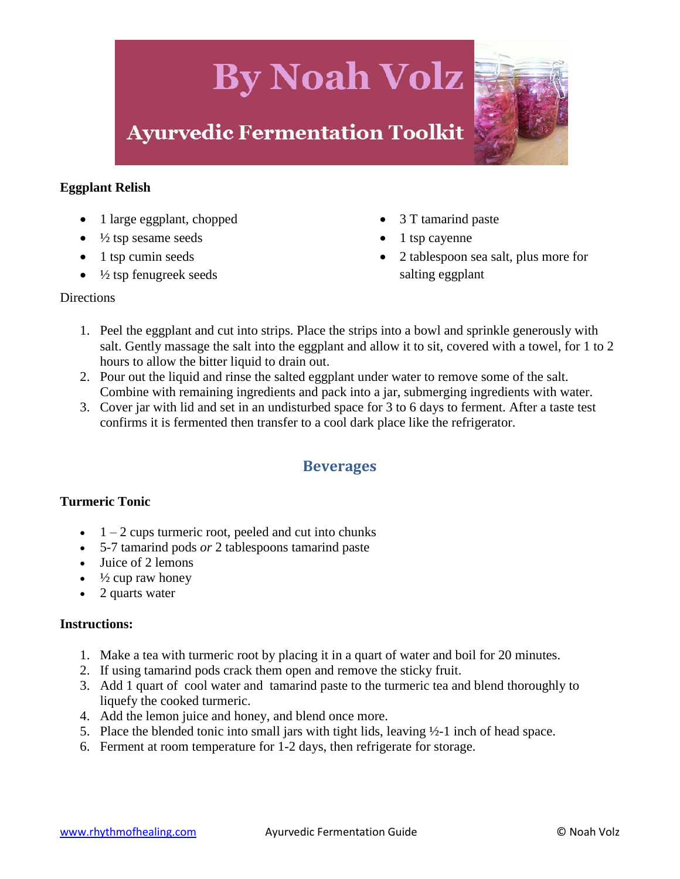### Eggplant Relish

- 1 large eggplant, chopped
- ½ tsp sesame seeds
- 1 tsp cumin seeds
- ½ tsp fenugreek seeds
- 3 T tamarind paste
- 1 tsp cayenne
- 2 tablespoon sea salt, plus more for salting eggplant

Directions

1. Peel the eggplant and cut into strips. Place the strips into a bowl and sprinkle generously with salt. Gently massage the salt into the eggplant and allow it to sit, covered with a towel, for 1 to 2 hours to allow the bitter liquid to drain out.
2. Pour out the liquid and rinse the salted eggplant under water to remove some of the salt. Combine with remaining ingredients and pack into a jar, submerging ingredients with water.
3. Cover jar with lid and set in an undisturbed space for 3 to 6 days to ferment. After a taste test confirms it is fermented then transfer to a cool dark place like the refrigerator.

## Beverages

### Turmeric Tonic

- 1 – 2 cups turmeric root, peeled and cut into chunks
- 5-7 tamarind pods *or* 2 tablespoons tamarind paste
- Juice of 2 lemons
- ½ cup raw honey
- 2 quarts water

**Instructions:**

1. Make a tea with turmeric root by placing it in a quart of water and boil for 20 minutes.
2. If using tamarind pods crack them open and remove the sticky fruit.
3. Add 1 quart of cool water and tamarind paste to the turmeric tea and blend thoroughly to liquefy the cooked turmeric.
4. Add the lemon juice and honey, and blend once more.
5. Place the blended tonic into small jars with tight lids, leaving ½-1 inch of head space.
6. Ferment at room temperature for 1-2 days, then refrigerate for storage.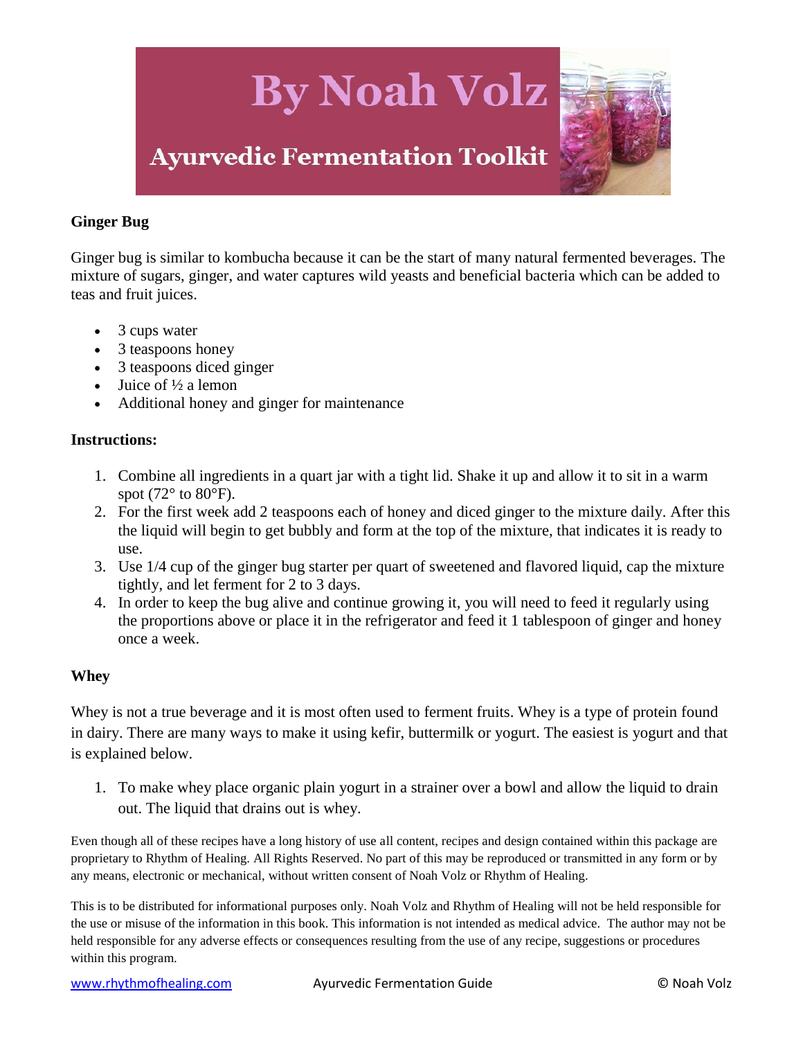**Ginger Bug**

Ginger bug is similar to kombucha because it can be the start of many natural fermented beverages. The mixture of sugars, ginger, and water captures wild yeasts and beneficial bacteria which can be added to teas and fruit juices.

- 3 cups water
- 3 teaspoons honey
- 3 teaspoons diced ginger
- Juice of ½ a lemon
- Additional honey and ginger for maintenance

**Instructions:**

1. Combine all ingredients in a quart jar with a tight lid. Shake it up and allow it to sit in a warm spot (72° to 80°F).
2. For the first week add 2 teaspoons each of honey and diced ginger to the mixture daily. After this the liquid will begin to get bubbly and form at the top of the mixture, that indicates it is ready to use.
3. Use 1/4 cup of the ginger bug starter per quart of sweetened and flavored liquid, cap the mixture tightly, and let ferment for 2 to 3 days.
4. In order to keep the bug alive and continue growing it, you will need to feed it regularly using the proportions above or place it in the refrigerator and feed it 1 tablespoon of ginger and honey once a week.

**Whey**

Whey is not a true beverage and it is most often used to ferment fruits. Whey is a type of protein found in dairy. There are many ways to make it using kefir, buttermilk or yogurt. The easiest is yogurt and that is explained below.

1. To make whey place organic plain yogurt in a strainer over a bowl and allow the liquid to drain out. The liquid that drains out is whey.

Even though all of these recipes have a long history of use all content, recipes and design contained within this package are proprietary to Rhythm of Healing. All Rights Reserved. No part of this may be reproduced or transmitted in any form or by any means, electronic or mechanical, without written consent of Noah Volz or Rhythm of Healing.

This is to be distributed for informational purposes only. Noah Volz and Rhythm of Healing will not be held responsible for the use or misuse of the information in this book. This information is not intended as medical advice. The author may not be held responsible for any adverse effects or consequences resulting from the use of any recipe, suggestions or procedures within this program.